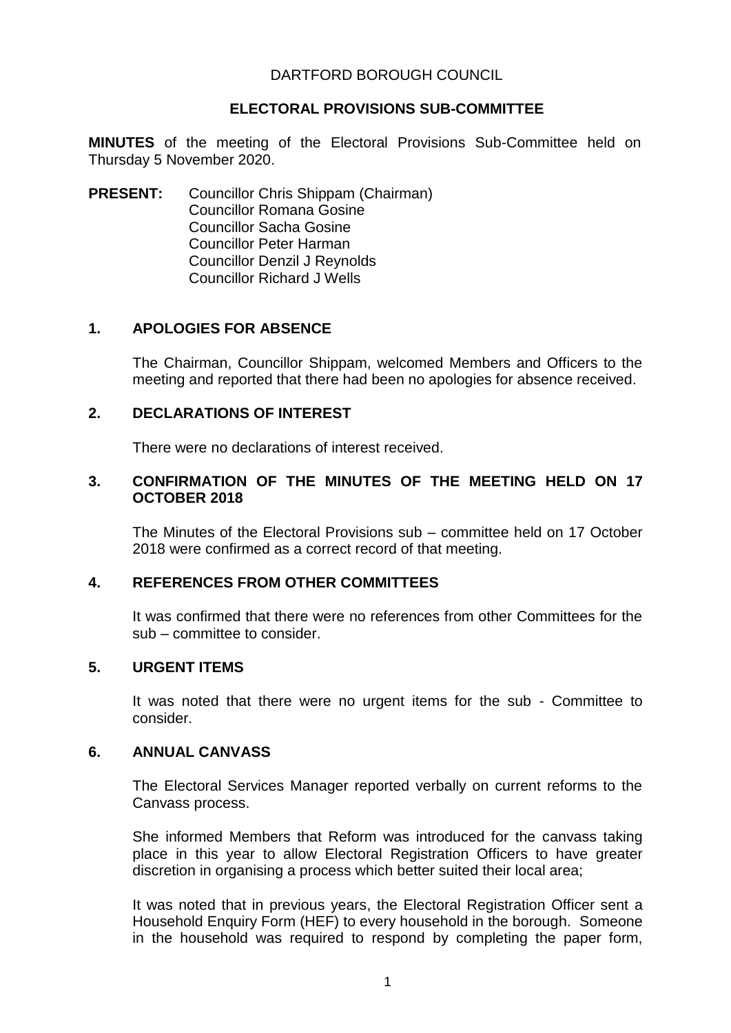DARTFORD BOROUGH COUNCIL

**ELECTORAL PROVISIONS SUB-COMMITTEE**

**MINUTES** of the meeting of the Electoral Provisions Sub-Committee held on Thursday 5 November 2020.

**PRESENT:** Councillor Chris Shippam (Chairman)
Councillor Romana Gosine
Councillor Sacha Gosine
Councillor Peter Harman
Councillor Denzil J Reynolds
Councillor Richard J Wells

## 1. APOLOGIES FOR ABSENCE

The Chairman, Councillor Shippam, welcomed Members and Officers to the meeting and reported that there had been no apologies for absence received.

## 2. DECLARATIONS OF INTEREST

There were no declarations of interest received.

## 3. CONFIRMATION OF THE MINUTES OF THE MEETING HELD ON 17 OCTOBER 2018

The Minutes of the Electoral Provisions sub – committee held on 17 October 2018 were confirmed as a correct record of that meeting.

## 4. REFERENCES FROM OTHER COMMITTEES

It was confirmed that there were no references from other Committees for the sub – committee to consider.

## 5. URGENT ITEMS

It was noted that there were no urgent items for the sub - Committee to consider.

## 6. ANNUAL CANVASS

The Electoral Services Manager reported verbally on current reforms to the Canvass process.

She informed Members that Reform was introduced for the canvass taking place in this year to allow Electoral Registration Officers to have greater discretion in organising a process which better suited their local area;

It was noted that in previous years, the Electoral Registration Officer sent a Household Enquiry Form (HEF) to every household in the borough. Someone in the household was required to respond by completing the paper form,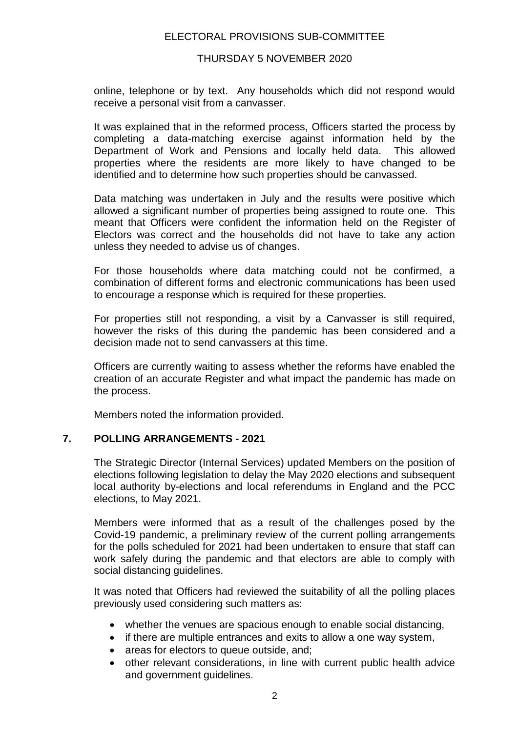online, telephone or by text. Any households which did not respond would receive a personal visit from a canvasser.

It was explained that in the reformed process, Officers started the process by completing a data-matching exercise against information held by the Department of Work and Pensions and locally held data. This allowed properties where the residents are more likely to have changed to be identified and to determine how such properties should be canvassed.

Data matching was undertaken in July and the results were positive which allowed a significant number of properties being assigned to route one. This meant that Officers were confident the information held on the Register of Electors was correct and the households did not have to take any action unless they needed to advise us of changes.

For those households where data matching could not be confirmed, a combination of different forms and electronic communications has been used to encourage a response which is required for these properties.

For properties still not responding, a visit by a Canvasser is still required, however the risks of this during the pandemic has been considered and a decision made not to send canvassers at this time.

Officers are currently waiting to assess whether the reforms have enabled the creation of an accurate Register and what impact the pandemic has made on the process.

Members noted the information provided.

## 7. POLLING ARRANGEMENTS - 2021

The Strategic Director (Internal Services) updated Members on the position of elections following legislation to delay the May 2020 elections and subsequent local authority by-elections and local referendums in England and the PCC elections, to May 2021.

Members were informed that as a result of the challenges posed by the Covid-19 pandemic, a preliminary review of the current polling arrangements for the polls scheduled for 2021 had been undertaken to ensure that staff can work safely during the pandemic and that electors are able to comply with social distancing guidelines.

It was noted that Officers had reviewed the suitability of all the polling places previously used considering such matters as:

- whether the venues are spacious enough to enable social distancing,
- if there are multiple entrances and exits to allow a one way system,
- areas for electors to queue outside, and;
- other relevant considerations, in line with current public health advice and government guidelines.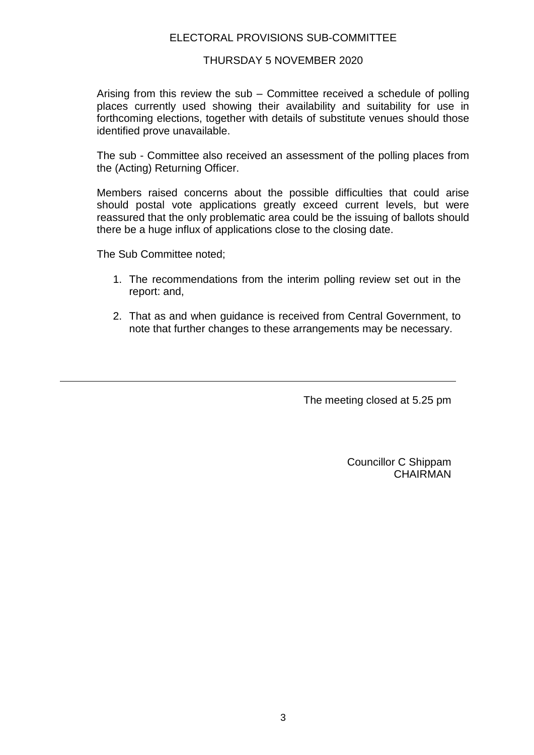Arising from this review the sub – Committee received a schedule of polling places currently used showing their availability and suitability for use in forthcoming elections, together with details of substitute venues should those identified prove unavailable.

The sub - Committee also received an assessment of the polling places from the (Acting) Returning Officer.

Members raised concerns about the possible difficulties that could arise should postal vote applications greatly exceed current levels, but were reassured that the only problematic area could be the issuing of ballots should there be a huge influx of applications close to the closing date.

The Sub Committee noted;

1. The recommendations from the interim polling review set out in the report: and,

2. That as and when guidance is received from Central Government, to note that further changes to these arrangements may be necessary.

---

The meeting closed at 5.25 pm

Councillor C Shippam
CHAIRMAN